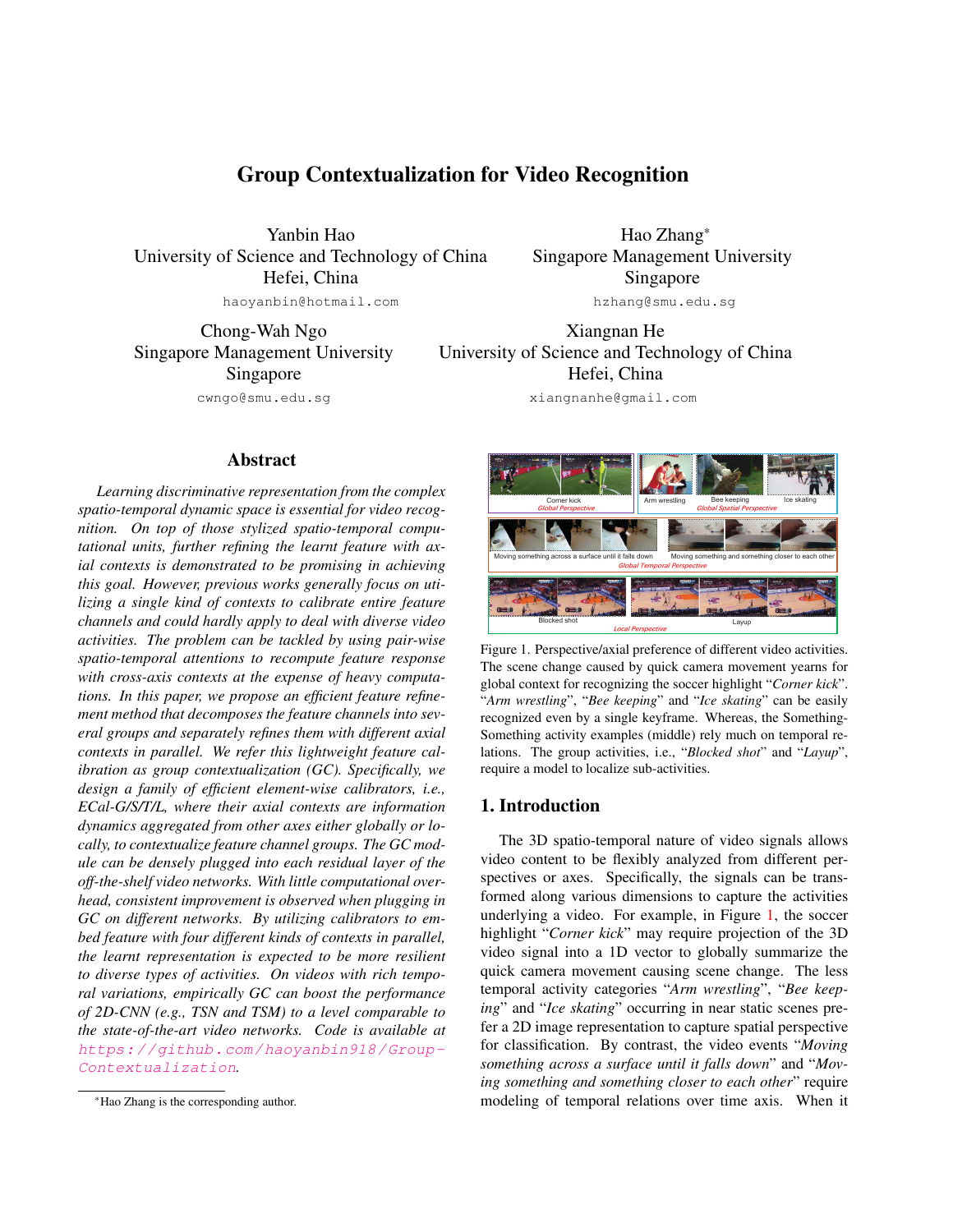# Group Contextualization for Video Recognition

Yanbin Hao
University of Science and Technology of China
Hefei, China
haoyanbin@hotmail.com

Hao Zhang*
Singapore Management University
Singapore
hzhang@smu.edu.sg

Chong-Wah Ngo
Singapore Management University
Singapore
cwngo@smu.edu.sg

Xiangnan He
University of Science and Technology of China
Hefei, China
xiangnanhe@gmail.com

## Abstract

*Learning discriminative representation from the complex spatio-temporal dynamic space is essential for video recognition. On top of those stylized spatio-temporal computational units, further refining the learnt feature with axial contexts is demonstrated to be promising in achieving this goal. However, previous works generally focus on utilizing a single kind of contexts to calibrate entire feature channels and could hardly apply to deal with diverse video activities. The problem can be tackled by using pair-wise spatio-temporal attentions to recompute feature response with cross-axis contexts at the expense of heavy computations. In this paper, we propose an efficient feature refinement method that decomposes the feature channels into several groups and separately refines them with different axial contexts in parallel. We refer this lightweight feature calibration as group contextualization (GC). Specifically, we design a family of efficient element-wise calibrators, i.e., ECal-G/S/T/L, where their axial contexts are information dynamics aggregated from other axes either globally or locally, to contextualize feature channel groups. The GC module can be densely plugged into each residual layer of the off-the-shelf video networks. With little computational overhead, consistent improvement is observed when plugging in GC on different networks. By utilizing calibrators to embed feature with four different kinds of contexts in parallel, the learnt representation is expected to be more resilient to diverse types of activities. On videos with rich temporal variations, empirically GC can boost the performance of 2D-CNN (e.g., TSN and TSM) to a level comparable to the state-of-the-art video networks. Code is available at https://github.com/haoyanbin918/Group-Contextualization.*

*Hao Zhang is the corresponding author.

Figure 1. Perspective/axial preference of different video activities. The scene change caused by quick camera movement yearns for global context for recognizing the soccer highlight "*Corner kick*". "*Arm wrestling*", "*Bee keeping*" and "*Ice skating*" can be easily recognized even by a single keyframe. Whereas, the Something-Something activity examples (middle) rely much on temporal relations. The group activities, i.e., "*Blocked shot*" and "*Layup*", require a model to localize sub-activities.

## 1. Introduction

The 3D spatio-temporal nature of video signals allows video content to be flexibly analyzed from different perspectives or axes. Specifically, the signals can be transformed along various dimensions to capture the activities underlying a video. For example, in Figure 1, the soccer highlight "*Corner kick*" may require projection of the 3D video signal into a 1D vector to globally summarize the quick camera movement causing scene change. The less temporal activity categories "*Arm wrestling*", "*Bee keeping*" and "*Ice skating*" occurring in near static scenes prefer a 2D image representation to capture spatial perspective for classification. By contrast, the video events "*Moving something across a surface until it falls down*" and "*Moving something and something closer to each other*" require modeling of temporal relations over time axis. When it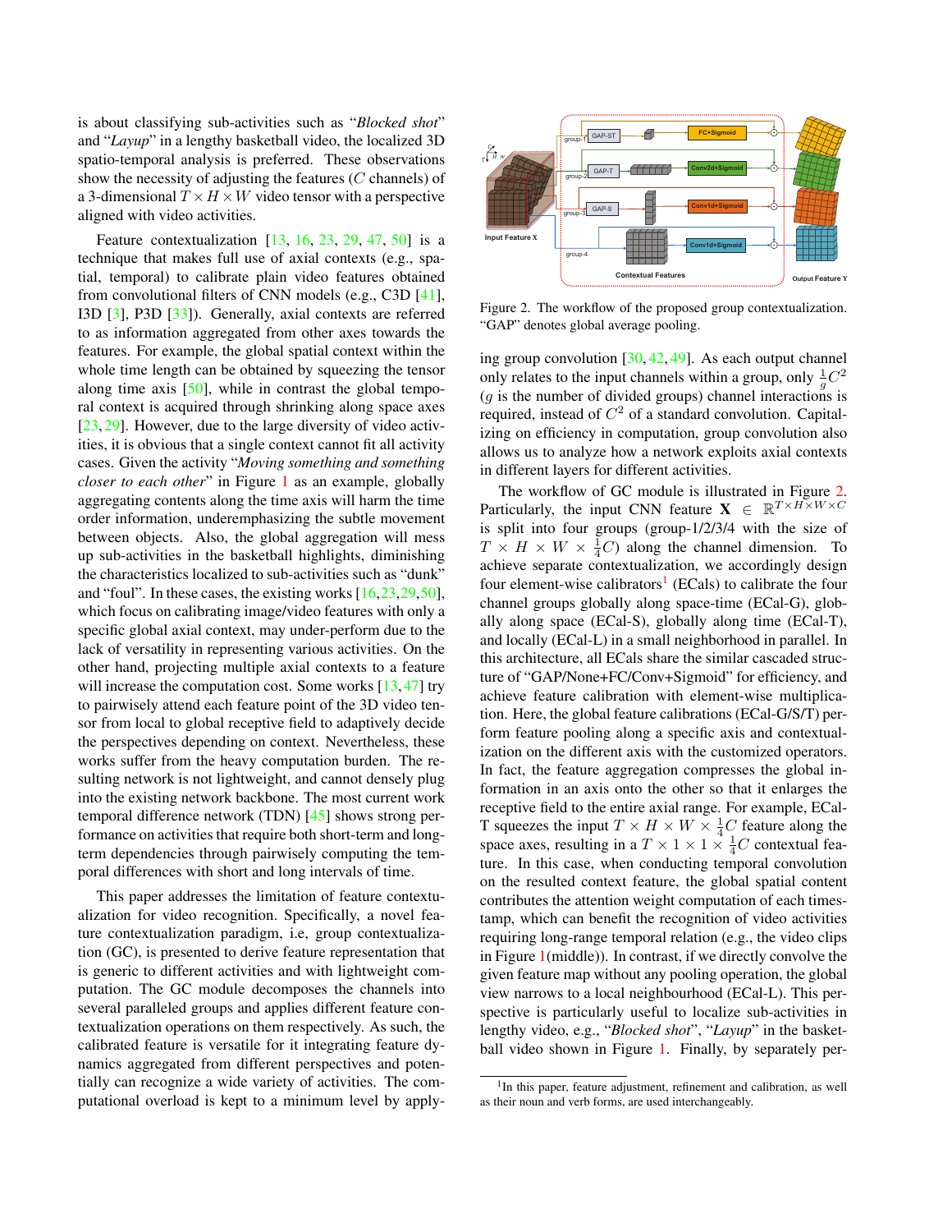is about classifying sub-activities such as "*Blocked shot*" and "*Layup*" in a lengthy basketball video, the localized 3D spatio-temporal analysis is preferred. These observations show the necessity of adjusting the features ($C$ channels) of a 3-dimensional $T \times H \times W$ video tensor with a perspective aligned with video activities.

Feature contextualization [13, 16, 23, 29, 47, 50] is a technique that makes full use of axial contexts (e.g., spatial, temporal) to calibrate plain video features obtained from convolutional filters of CNN models (e.g., C3D [41], I3D [3], P3D [33]). Generally, axial contexts are referred to as information aggregated from other axes towards the features. For example, the global spatial context within the whole time length can be obtained by squeezing the tensor along time axis [50], while in contrast the global temporal context is acquired through shrinking along space axes [23, 29]. However, due to the large diversity of video activities, it is obvious that a single context cannot fit all activity cases. Given the activity "*Moving something and something closer to each other*" in Figure 1 as an example, globally aggregating contents along the time axis will harm the time order information, underemphasizing the subtle movement between objects. Also, the global aggregation will mess up sub-activities in the basketball highlights, diminishing the characteristics localized to sub-activities such as "dunk" and "foul". In these cases, the existing works [16,23,29,50], which focus on calibrating image/video features with only a specific global axial context, may under-perform due to the lack of versatility in representing various activities. On the other hand, projecting multiple axial contexts to a feature will increase the computation cost. Some works [13, 47] try to pairwisely attend each feature point of the 3D video tensor from local to global receptive field to adaptively decide the perspectives depending on context. Nevertheless, these works suffer from the heavy computation burden. The resulting network is not lightweight, and cannot densely plug into the existing network backbone. The most current work temporal difference network (TDN) [45] shows strong performance on activities that require both short-term and long-term dependencies through pairwisely computing the temporal differences with short and long intervals of time.

This paper addresses the limitation of feature contextualization for video recognition. Specifically, a novel feature contextualization paradigm, i.e, group contextualization (GC), is presented to derive feature representation that is generic to different activities and with lightweight computation. The GC module decomposes the channels into several paralleled groups and applies different feature contextualization operations on them respectively. As such, the calibrated feature is versatile for it integrating feature dynamics aggregated from different perspectives and potentially can recognize a wide variety of activities. The computational overload is kept to a minimum level by applying group convolution [30, 42, 49]. As each output channel only relates to the input channels within a group, only $\frac{1}{g}C^2$ ($g$ is the number of divided groups) channel interactions is required, instead of $C^2$ of a standard convolution. Capitalizing on efficiency in computation, group convolution also allows us to analyze how a network exploits axial contexts in different layers for different activities.

Figure 2. The workflow of the proposed group contextualization. "GAP" denotes global average pooling.

The workflow of GC module is illustrated in Figure 2. Particularly, the input CNN feature $\mathbf{X} \in \mathbb{R}^{T \times H \times W \times C}$ is split into four groups (group-1/2/3/4 with the size of $T \times H \times W \times \frac{1}{4}C$) along the channel dimension. To achieve separate contextualization, we accordingly design four element-wise calibrators[1] (ECals) to calibrate the four channel groups globally along space-time (ECal-G), globally along space (ECal-S), globally along time (ECal-T), and locally (ECal-L) in a small neighborhood in parallel. In this architecture, all ECals share the similar cascaded structure of "GAP/None+FC/Conv+Sigmoid" for efficiency, and achieve feature calibration with element-wise multiplication. Here, the global feature calibrations (ECal-G/S/T) perform feature pooling along a specific axis and contextualization on the different axis with the customized operators. In fact, the feature aggregation compresses the global information in an axis onto the other so that it enlarges the receptive field to the entire axial range. For example, ECal-T squeezes the input $T \times H \times W \times \frac{1}{4}C$ feature along the space axes, resulting in a $T \times 1 \times 1 \times \frac{1}{4}C$ contextual feature. In this case, when conducting temporal convolution on the resulted context feature, the global spatial content contributes the attention weight computation of each timestamp, which can benefit the recognition of video activities requiring long-range temporal relation (e.g., the video clips in Figure 1(middle)). In contrast, if we directly convolve the given feature map without any pooling operation, the global view narrows to a local neighbourhood (ECal-L). This perspective is particularly useful to localize sub-activities in lengthy video, e.g., "*Blocked shot*", "*Layup*" in the basketball video shown in Figure 1. Finally, by separately per-

[1]In this paper, feature adjustment, refinement and calibration, as well as their noun and verb forms, are used interchangeably.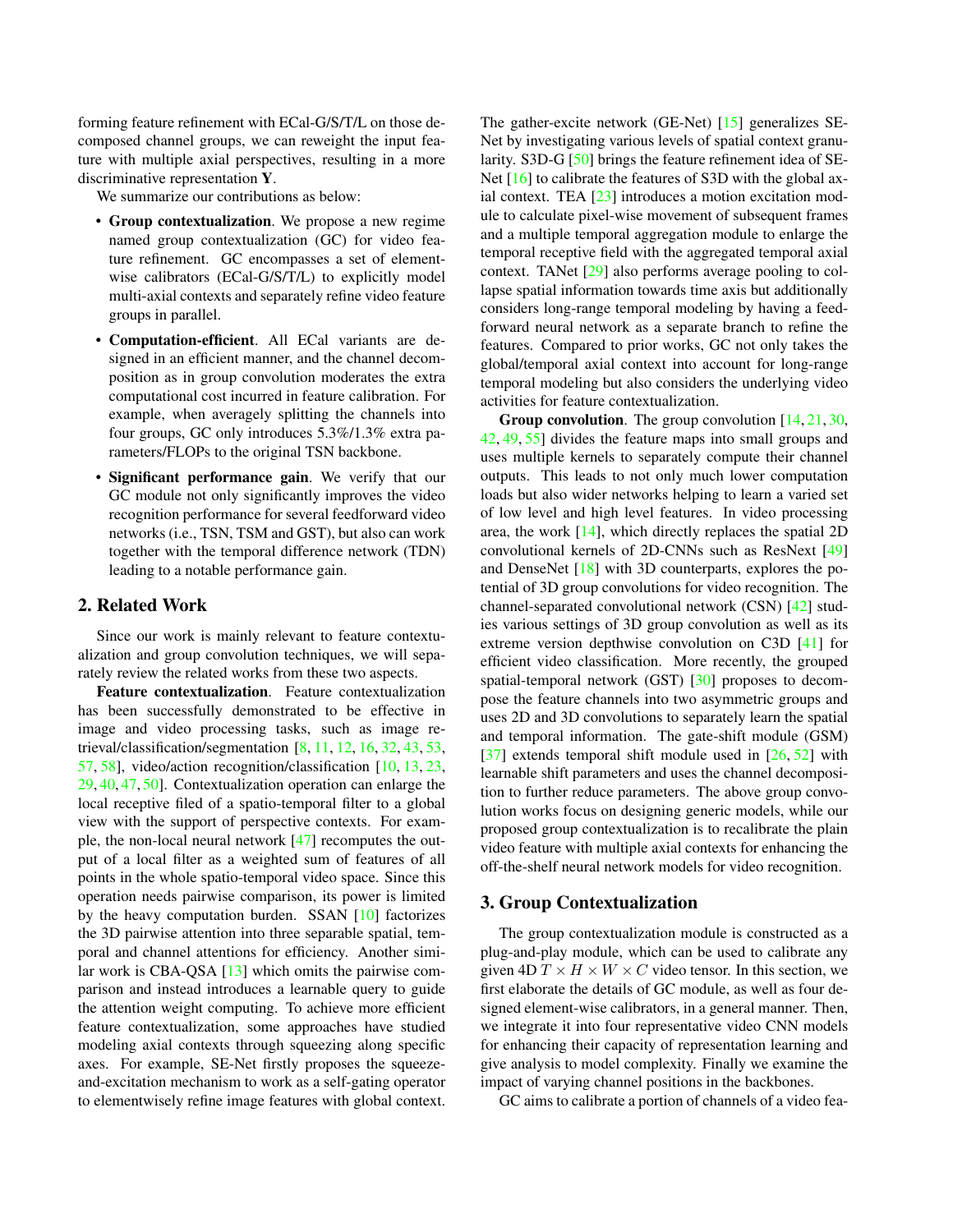forming feature refinement with ECal-G/S/T/L on those decomposed channel groups, we can reweight the input feature with multiple axial perspectives, resulting in a more discriminative representation $\mathbf{Y}$.

We summarize our contributions as below:

- **Group contextualization**. We propose a new regime named group contextualization (GC) for video feature refinement. GC encompasses a set of element-wise calibrators (ECal-G/S/T/L) to explicitly model multi-axial contexts and separately refine video feature groups in parallel.
- **Computation-efficient**. All ECal variants are designed in an efficient manner, and the channel decomposition as in group convolution moderates the extra computational cost incurred in feature calibration. For example, when averagely splitting the channels into four groups, GC only introduces 5.3%/1.3% extra parameters/FLOPs to the original TSN backbone.
- **Significant performance gain**. We verify that our GC module not only significantly improves the video recognition performance for several feedforward video networks (i.e., TSN, TSM and GST), but also can work together with the temporal difference network (TDN) leading to a notable performance gain.

## 2. Related Work

Since our work is mainly relevant to feature contextualization and group convolution techniques, we will separately review the related works from these two aspects.

**Feature contextualization**. Feature contextualization has been successfully demonstrated to be effective in image and video processing tasks, such as image retrieval/classification/segmentation [8, 11, 12, 16, 32, 43, 53, 57, 58], video/action recognition/classification [10, 13, 23, 29, 40, 47, 50]. Contextualization operation can enlarge the local receptive filed of a spatio-temporal filter to a global view with the support of perspective contexts. For example, the non-local neural network [47] recomputes the output of a local filter as a weighted sum of features of all points in the whole spatio-temporal video space. Since this operation needs pairwise comparison, its power is limited by the heavy computation burden. SSAN [10] factorizes the 3D pairwise attention into three separable spatial, temporal and channel attentions for efficiency. Another similar work is CBA-QSA [13] which omits the pairwise comparison and instead introduces a learnable query to guide the attention weight computing. To achieve more efficient feature contextualization, some approaches have studied modeling axial contexts through squeezing along specific axes. For example, SE-Net firstly proposes the squeeze-and-excitation mechanism to work as a self-gating operator to elementwisely refine image features with global context. The gather-excite network (GE-Net) [15] generalizes SE-Net by investigating various levels of spatial context granularity. S3D-G [50] brings the feature refinement idea of SE-Net [16] to calibrate the features of S3D with the global axial context. TEA [23] introduces a motion excitation module to calculate pixel-wise movement of subsequent frames and a multiple temporal aggregation module to enlarge the temporal receptive field with the aggregated temporal axial context. TANet [29] also performs average pooling to collapse spatial information towards time axis but additionally considers long-range temporal modeling by having a feedforward neural network as a separate branch to refine the features. Compared to prior works, GC not only takes the global/temporal axial context into account for long-range temporal modeling but also considers the underlying video activities for feature contextualization.

**Group convolution**. The group convolution [14, 21, 30, 42, 49, 55] divides the feature maps into small groups and uses multiple kernels to separately compute their channel outputs. This leads to not only much lower computation loads but also wider networks helping to learn a varied set of low level and high level features. In video processing area, the work [14], which directly replaces the spatial 2D convolutional kernels of 2D-CNNs such as ResNext [49] and DenseNet [18] with 3D counterparts, explores the potential of 3D group convolutions for video recognition. The channel-separated convolutional network (CSN) [42] studies various settings of 3D group convolution as well as its extreme version depthwise convolution on C3D [41] for efficient video classification. More recently, the grouped spatial-temporal network (GST) [30] proposes to decompose the feature channels into two asymmetric groups and uses 2D and 3D convolutions to separately learn the spatial and temporal information. The gate-shift module (GSM) [37] extends temporal shift module used in [26, 52] with learnable shift parameters and uses the channel decomposition to further reduce parameters. The above group convolution works focus on designing generic models, while our proposed group contextualization is to recalibrate the plain video feature with multiple axial contexts for enhancing the off-the-shelf neural network models for video recognition.

## 3. Group Contextualization

The group contextualization module is constructed as a plug-and-play module, which can be used to calibrate any given 4D $T \times H \times W \times C$ video tensor. In this section, we first elaborate the details of GC module, as well as four designed element-wise calibrators, in a general manner. Then, we integrate it into four representative video CNN models for enhancing their capacity of representation learning and give analysis to model complexity. Finally we examine the impact of varying channel positions in the backbones.

GC aims to calibrate a portion of channels of a video fea-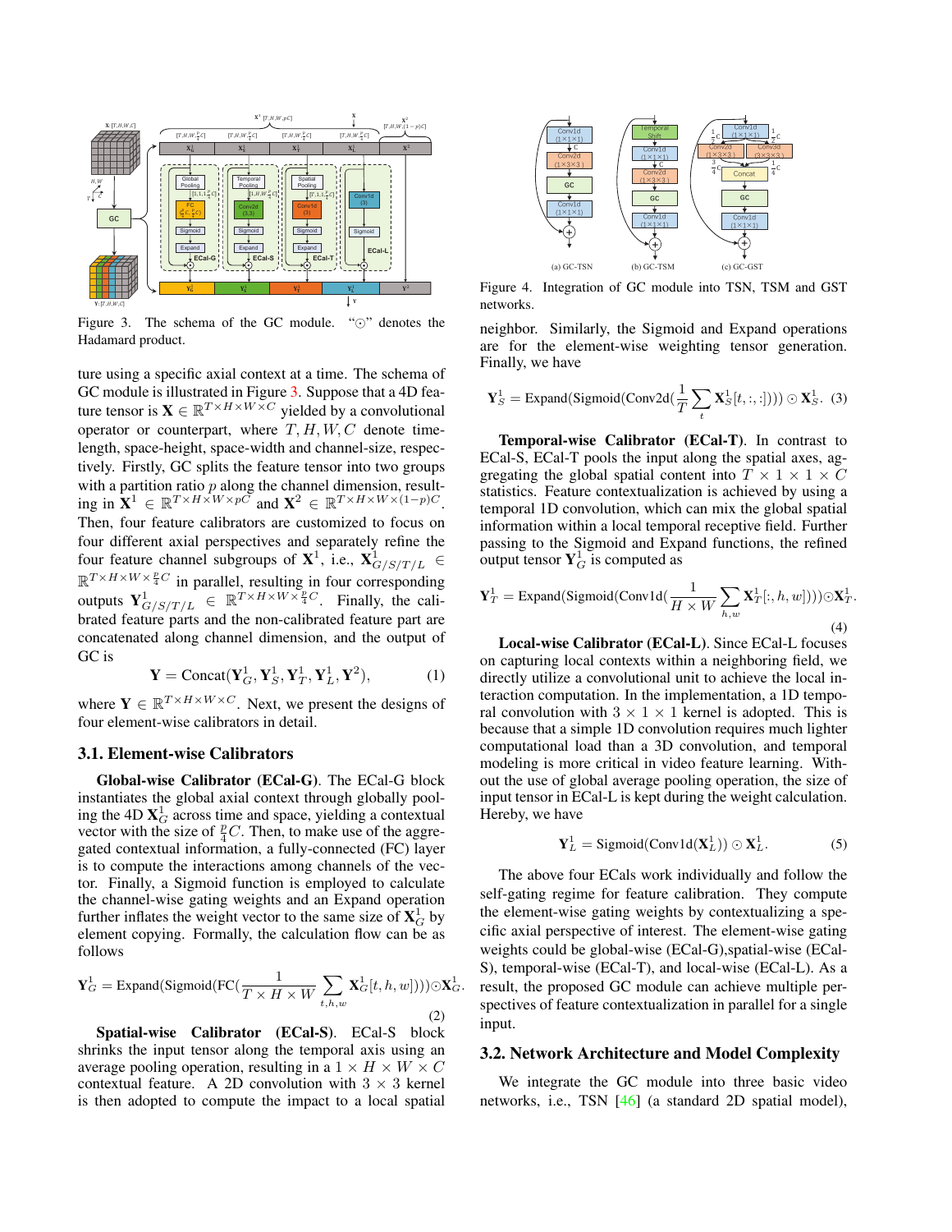Figure 3. The schema of the GC module. "⊙" denotes the Hadamard product.

ture using a specific axial context at a time. The schema of GC module is illustrated in Figure 3. Suppose that a 4D feature tensor is $\mathbf{X} \in \mathbb{R}^{T \times H \times W \times C}$ yielded by a convolutional operator or counterpart, where $T, H, W, C$ denote time-length, space-height, space-width and channel-size, respectively. Firstly, GC splits the feature tensor into two groups with a partition ratio $p$ along the channel dimension, resulting in $\mathbf{X}^1 \in \mathbb{R}^{T \times H \times W \times pC}$ and $\mathbf{X}^2 \in \mathbb{R}^{T \times H \times W \times (1-p)C}$. Then, four feature calibrators are customized to focus on four different axial perspectives and separately refine the four feature channel subgroups of $\mathbf{X}^1$, i.e., $\mathbf{X}^1_{G/S/T/L} \in \mathbb{R}^{T \times H \times W \times \frac{p}{4}C}$ in parallel, resulting in four corresponding outputs $\mathbf{Y}^1_{G/S/T/L} \in \mathbb{R}^{T \times H \times W \times \frac{p}{4}C}$. Finally, the calibrated feature parts and the non-calibrated feature part are concatenated along channel dimension, and the output of GC is

$$\mathbf{Y} = \text{Concat}(\mathbf{Y}^1_G, \mathbf{Y}^1_S, \mathbf{Y}^1_T, \mathbf{Y}^1_L, \mathbf{Y}^2), \tag{1}$$

where $\mathbf{Y} \in \mathbb{R}^{T \times H \times W \times C}$. Next, we present the designs of four element-wise calibrators in detail.

### 3.1. Element-wise Calibrators

**Global-wise Calibrator (ECal-G).** The ECal-G block instantiates the global axial context through globally pooling the 4D $\mathbf{X}^1_G$ across time and space, yielding a contextual vector with the size of $\frac{p}{4}C$. Then, to make use of the aggregated contextual information, a fully-connected (FC) layer is to compute the interactions among channels of the vector. Finally, a Sigmoid function is employed to calculate the channel-wise gating weights and an Expand operation further inflates the weight vector to the same size of $\mathbf{X}^1_G$ by element copying. Formally, the calculation flow can be as follows

$$\mathbf{Y}^1_G = \text{Expand}(\text{Sigmoid}(\text{FC}(\frac{1}{T \times H \times W}\sum_{t,h,w}\mathbf{X}^1_G[t,h,w]))) \odot \mathbf{X}^1_G. \tag{2}$$

**Spatial-wise Calibrator (ECal-S).** ECal-S block shrinks the input tensor along the temporal axis using an average pooling operation, resulting in a $1 \times H \times W \times C$ contextual feature. A 2D convolution with $3 \times 3$ kernel is then adopted to compute the impact to a local spatial neighbor. Similarly, the Sigmoid and Expand operations are for the element-wise weighting tensor generation. Finally, we have

$$\mathbf{Y}^1_S = \text{Expand}(\text{Sigmoid}(\text{Conv2d}(\frac{1}{T}\sum_{t}\mathbf{X}^1_S[t,:,:]))) \odot \mathbf{X}^1_S. \tag{3}$$

**Temporal-wise Calibrator (ECal-T).** In contrast to ECal-S, ECal-T pools the input along the spatial axes, aggregating the global spatial content into $T \times 1 \times 1 \times C$ statistics. Feature contextualization is achieved by using a temporal 1D convolution, which can mix the global spatial information within a local temporal receptive field. Further passing to the Sigmoid and Expand functions, the refined output tensor $\mathbf{Y}^1_G$ is computed as

$$\mathbf{Y}^1_T = \text{Expand}(\text{Sigmoid}(\text{Conv1d}(\frac{1}{H \times W}\sum_{h,w}\mathbf{X}^1_T[:,h,w]))) \odot \mathbf{X}^1_T. \tag{4}$$

**Local-wise Calibrator (ECal-L).** Since ECal-L focuses on capturing local contexts within a neighboring field, we directly utilize a convolutional unit to achieve the local interaction computation. In the implementation, a 1D temporal convolution with $3 \times 1 \times 1$ kernel is adopted. This is because that a simple 1D convolution requires much lighter computational load than a 3D convolution, and temporal modeling is more critical in video feature learning. Without the use of global average pooling operation, the size of input tensor in ECal-L is kept during the weight calculation. Hereby, we have

$$\mathbf{Y}^1_L = \text{Sigmoid}(\text{Conv1d}(\mathbf{X}^1_L)) \odot \mathbf{X}^1_L. \tag{5}$$

The above four ECals work individually and follow the self-gating regime for feature calibration. They compute the element-wise gating weights by contextualizing a specific axial perspective of interest. The element-wise gating weights could be global-wise (ECal-G),spatial-wise (ECal-S), temporal-wise (ECal-T), and local-wise (ECal-L). As a result, the proposed GC module can achieve multiple perspectives of feature contextualization in parallel for a single input.

Figure 4. Integration of GC module into TSN, TSM and GST networks.

### 3.2. Network Architecture and Model Complexity

We integrate the GC module into three basic video networks, i.e., TSN [46] (a standard 2D spatial model),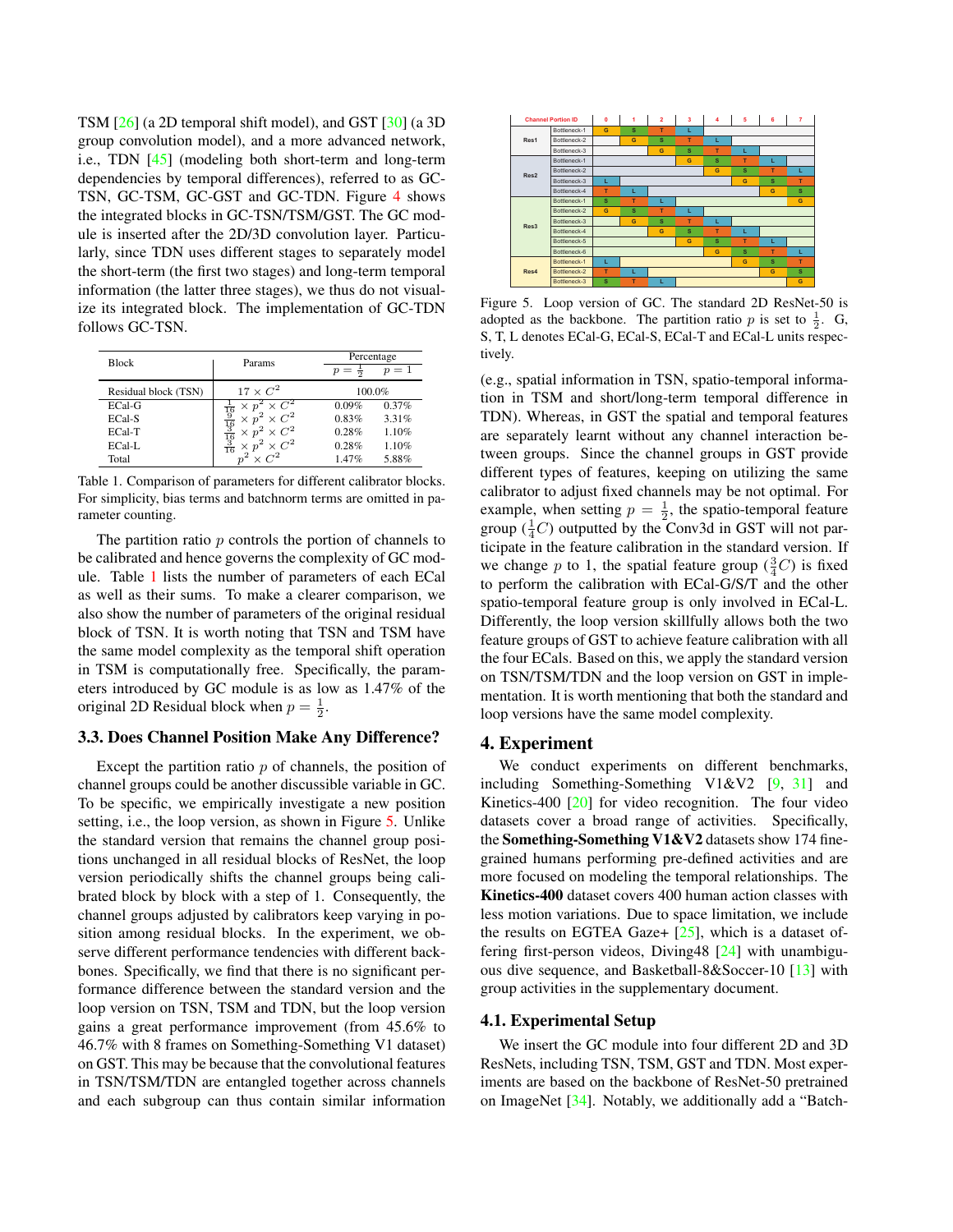TSM [26] (a 2D temporal shift model), and GST [30] (a 3D group convolution model), and a more advanced network, i.e., TDN [45] (modeling both short-term and long-term dependencies by temporal differences), referred to as GC-TSN, GC-TSM, GC-GST and GC-TDN. Figure 4 shows the integrated blocks in GC-TSN/TSM/GST. The GC module is inserted after the 2D/3D convolution layer. Particularly, since TDN uses different stages to separately model the short-term (the first two stages) and long-term temporal information (the latter three stages), we thus do not visualize its integrated block. The implementation of GC-TDN follows GC-TSN.

| Block | Params | Percentage | |
|---|---|---|---|
| | | $p=\frac{1}{2}$ | $p=1$ |
| Residual block (TSN) | $17 \times C^2$ | 100.0% | |
| ECal-G | $\frac{1}{16} \times p^2 \times C^2$ | 0.09% | 0.37% |
| ECal-S | $\frac{9}{16} \times p^2 \times C^2$ | 0.83% | 3.31% |
| ECal-T | $\frac{3}{16} \times p^2 \times C^2$ | 0.28% | 1.10% |
| ECal-L | $\frac{3}{16} \times p^2 \times C^2$ | 0.28% | 1.10% |
| Total | $p^2 \times C^2$ | 1.47% | 5.88% |

Table 1. Comparison of parameters for different calibrator blocks. For simplicity, bias terms and batchnorm terms are omitted in parameter counting.

The partition ratio $p$ controls the portion of channels to be calibrated and hence governs the complexity of GC module. Table 1 lists the number of parameters of each ECal as well as their sums. To make a clearer comparison, we also show the number of parameters of the original residual block of TSN. It is worth noting that TSN and TSM have the same model complexity as the temporal shift operation in TSM is computationally free. Specifically, the parameters introduced by GC module is as low as 1.47% of the original 2D Residual block when $p=\frac{1}{2}$.

### 3.3. Does Channel Position Make Any Difference?

Except the partition ratio $p$ of channels, the position of channel groups could be another discussible variable in GC. To be specific, we empirically investigate a new position setting, i.e., the loop version, as shown in Figure 5. Unlike the standard version that remains the channel group positions unchanged in all residual blocks of ResNet, the loop version periodically shifts the channel groups being calibrated block by block with a step of 1. Consequently, the channel groups adjusted by calibrators keep varying in position among residual blocks. In the experiment, we observe different performance tendencies with different backbones. Specifically, we find that there is no significant performance difference between the standard version and the loop version on TSN, TSM and TDN, but the loop version gains a great performance improvement (from 45.6% to 46.7% with 8 frames on Something-Something V1 dataset) on GST. This may be because that the convolutional features in TSN/TSM/TDN are entangled together across channels and each subgroup can thus contain similar information

| Channel Portion ID | | 0 | 1 | 2 | 3 | 4 | 5 | 6 | 7 |
|---|---|---|---|---|---|---|---|---|---|
| Res1 | Bottleneck-1 | G | S | T | L | | | | |
| | Bottleneck-2 | | G | S | T | L | | | |
| | Bottleneck-3 | | | G | S | T | L | | |
| Res2 | Bottleneck-1 | | | | G | S | T | L | |
| | Bottleneck-2 | | | | | G | S | T | L |
| | Bottleneck-3 | L | | | | | G | S | T |
| | Bottleneck-4 | T | L | | | | | G | S |
| Res3 | Bottleneck-1 | S | T | L | | | | | G |
| | Bottleneck-2 | G | S | T | L | | | | |
| | Bottleneck-3 | | G | S | T | L | | | |
| | Bottleneck-4 | | | G | S | T | L | | |
| | Bottleneck-5 | | | | G | S | T | L | |
| | Bottleneck-6 | | | | | G | S | T | L |
| Res4 | Bottleneck-1 | L | | | | | G | S | T |
| | Bottleneck-2 | T | L | | | | | G | S |
| | Bottleneck-3 | S | T | L | | | | | G |

Figure 5. Loop version of GC. The standard 2D ResNet-50 is adopted as the backbone. The partition ratio $p$ is set to $\frac{1}{2}$. G, S, T, L denotes ECal-G, ECal-S, ECal-T and ECal-L units respectively.

(e.g., spatial information in TSN, spatio-temporal information in TSM and short/long-term temporal difference in TDN). Whereas, in GST the spatial and temporal features are separately learnt without any channel interaction between groups. Since the channel groups in GST provide different types of features, keeping on utilizing the same calibrator to adjust fixed channels may be not optimal. For example, when setting $p=\frac{1}{2}$, the spatio-temporal feature group ($\frac{1}{4}C$) outputted by the Conv3d in GST will not participate in the feature calibration in the standard version. If we change $p$ to 1, the spatial feature group ($\frac{3}{4}C$) is fixed to perform the calibration with ECal-G/S/T and the other spatio-temporal feature group is only involved in ECal-L. Differently, the loop version skillfully allows both the two feature groups of GST to achieve feature calibration with all the four ECals. Based on this, we apply the standard version on TSN/TSM/TDN and the loop version on GST in implementation. It is worth mentioning that both the standard and loop versions have the same model complexity.

## 4. Experiment

We conduct experiments on different benchmarks, including Something-Something V1&V2 [9, 31] and Kinetics-400 [20] for video recognition. The four video datasets cover a broad range of activities. Specifically, the **Something-Something V1&V2** datasets show 174 fine-grained humans performing pre-defined activities and are more focused on modeling the temporal relationships. The **Kinetics-400** dataset covers 400 human action classes with less motion variations. Due to space limitation, we include the results on EGTEA Gaze+ [25], which is a dataset offering first-person videos, Diving48 [24] with unambiguous dive sequence, and Basketball-8&Soccer-10 [13] with group activities in the supplementary document.

### 4.1. Experimental Setup

We insert the GC module into four different 2D and 3D ResNets, including TSN, TSM, GST and TDN. Most experiments are based on the backbone of ResNet-50 pretrained on ImageNet [34]. Notably, we additionally add a "Batch-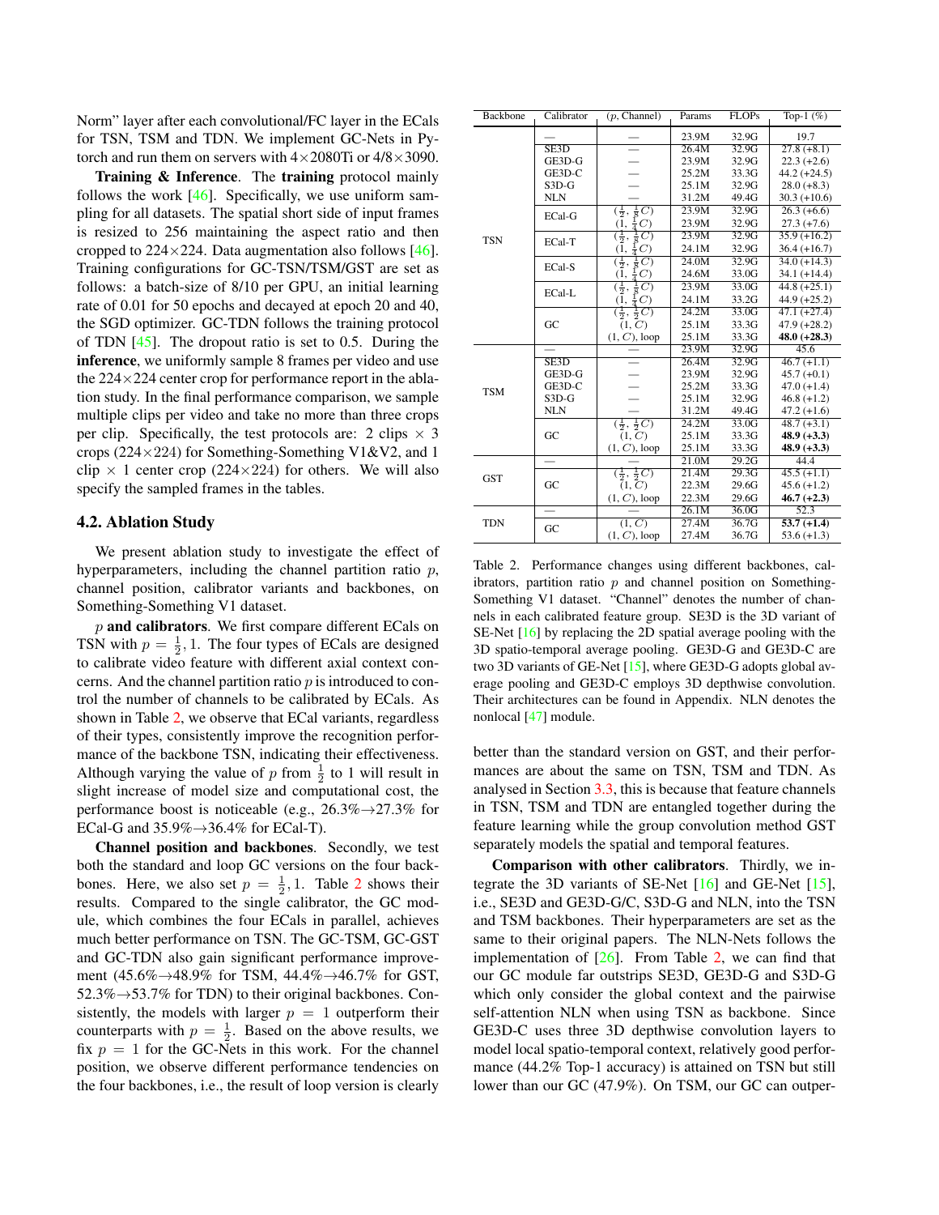Norm" layer after each convolutional/FC layer in the ECals for TSN, TSM and TDN. We implement GC-Nets in Pytorch and run them on servers with 4×2080Ti or 4/8×3090.

**Training & Inference**. The **training** protocol mainly follows the work [46]. Specifically, we use uniform sampling for all datasets. The spatial short side of input frames is resized to 256 maintaining the aspect ratio and then cropped to 224×224. Data augmentation also follows [46]. Training configurations for GC-TSN/TSM/GST are set as follows: a batch-size of 8/10 per GPU, an initial learning rate of 0.01 for 50 epochs and decayed at epoch 20 and 40, the SGD optimizer. GC-TDN follows the training protocol of TDN [45]. The dropout ratio is set to 0.5. During the **inference**, we uniformly sample 8 frames per video and use the 224×224 center crop for performance report in the ablation study. In the final performance comparison, we sample multiple clips per video and take no more than three crops per clip. Specifically, the test protocols are: 2 clips × 3 crops (224×224) for Something-Something V1&V2, and 1 clip × 1 center crop (224×224) for others. We will also specify the sampled frames in the tables.

## 4.2. Ablation Study

We present ablation study to investigate the effect of hyperparameters, including the channel partition ratio $p$, channel position, calibrator variants and backbones, on Something-Something V1 dataset.

$p$ **and calibrators**. We first compare different ECals on TSN with $p = \frac{1}{2}, 1$. The four types of ECals are designed to calibrate video feature with different axial context concerns. And the channel partition ratio $p$ is introduced to control the number of channels to be calibrated by ECals. As shown in Table 2, we observe that ECal variants, regardless of their types, consistently improve the recognition performance of the backbone TSN, indicating their effectiveness. Although varying the value of $p$ from $\frac{1}{2}$ to 1 will result in slight increase of model size and computational cost, the performance boost is noticeable (e.g., 26.3%→27.3% for ECal-G and 35.9%→36.4% for ECal-T).

**Channel position and backbones**. Secondly, we test both the standard and loop GC versions on the four backbones. Here, we also set $p = \frac{1}{2}, 1$. Table 2 shows their results. Compared to the single calibrator, the GC module, which combines the four ECals in parallel, achieves much better performance on TSN. The GC-TSM, GC-GST and GC-TDN also gain significant performance improvement (45.6%→48.9% for TSM, 44.4%→46.7% for GST, 52.3%→53.7% for TDN) to their original backbones. Consistently, the models with larger $p = 1$ outperform their counterparts with $p = \frac{1}{2}$. Based on the above results, we fix $p = 1$ for the GC-Nets in this work. For the channel position, we observe different performance tendencies on the four backbones, i.e., the result of loop version is clearly better than the standard version on GST, and their performances are about the same on TSN, TSM and TDN. As analysed in Section 3.3, this is because that feature channels in TSN, TSM and TDN are entangled together during the feature learning while the group convolution method GST separately models the spatial and temporal features.

| Backbone | Calibrator | ($p$, Channel) | Params | FLOPs | Top-1 (%) |
|---|---|---|---|---|---|
| TSN | — | — | 23.9M | 32.9G | 19.7 |
| | SE3D | — | 26.4M | 32.9G | 27.8 (+8.1) |
| | GE3D-G | — | 23.9M | 32.9G | 22.3 (+2.6) |
| | GE3D-C | — | 25.2M | 33.3G | 44.2 (+24.5) |
| | S3D-G | — | 25.1M | 32.9G | 28.0 (+8.3) |
| | NLN | — | 31.2M | 49.4G | 30.3 (+10.6) |
| | ECal-G | ($\frac{1}{2}$, $\frac{1}{8}C$) | 23.9M | 32.9G | 26.3 (+6.6) |
| | | (1, $\frac{1}{4}C$) | 23.9M | 32.9G | 27.3 (+7.6) |
| | ECal-T | ($\frac{1}{2}$, $\frac{1}{8}C$) | 23.9M | 32.9G | 35.9 (+16.2) |
| | | (1, $\frac{1}{4}C$) | 24.1M | 32.9G | 36.4 (+16.7) |
| | ECal-S | ($\frac{1}{2}$, $\frac{1}{8}C$) | 24.0M | 32.9G | 34.0 (+14.3) |
| | | (1, $\frac{1}{4}C$) | 24.6M | 33.0G | 34.1 (+14.4) |
| | ECal-L | ($\frac{1}{2}$, $\frac{1}{8}C$) | 23.9M | 33.0G | 44.8 (+25.1) |
| | | (1, $\frac{1}{4}C$) | 24.1M | 33.2G | 44.9 (+25.2) |
| | GC | ($\frac{1}{2}$, $\frac{1}{2}C$) | 24.2M | 33.0G | 47.1 (+27.4) |
| | | (1, $C$) | 25.1M | 33.3G | 47.9 (+28.2) |
| | | (1, $C$), loop | 25.1M | 33.3G | **48.0 (+28.3)** |
| TSM | — | — | 23.9M | 32.9G | 45.6 |
| | SE3D | — | 26.4M | 32.9G | 46.7 (+1.1) |
| | GE3D-G | — | 23.9M | 32.9G | 45.7 (+0.1) |
| | GE3D-C | — | 25.2M | 33.3G | 47.0 (+1.4) |
| | S3D-G | — | 25.1M | 32.9G | 46.8 (+1.2) |
| | NLN | — | 31.2M | 49.4G | 47.2 (+1.6) |
| | GC | ($\frac{1}{2}$, $\frac{1}{2}C$) | 24.2M | 33.0G | 48.7 (+3.1) |
| | | (1, $C$) | 25.1M | 33.3G | **48.9 (+3.3)** |
| | | (1, $C$), loop | 25.1M | 33.3G | **48.9 (+3.3)** |
| GST | — | — | 21.0M | 29.2G | 44.4 |
| | GC | ($\frac{1}{2}$, $\frac{1}{2}C$) | 21.4M | 29.3G | 45.5 (+1.1) |
| | | (1, $C$) | 22.3M | 29.6G | 45.6 (+1.2) |
| | | (1, $C$), loop | 22.3M | 29.6G | **46.7 (+2.3)** |
| TDN | — | — | 26.1M | 36.0G | 52.3 |
| | GC | (1, $C$) | 27.4M | 36.7G | **53.7 (+1.4)** |
| | | (1, $C$), loop | 27.4M | 36.7G | 53.6 (+1.3) |

Table 2. Performance changes using different backbones, calibrators, partition ratio $p$ and channel position on Something-Something V1 dataset. "Channel" denotes the number of channels in each calibrated feature group. SE3D is the 3D variant of SE-Net [16] by replacing the 2D spatial average pooling with the 3D spatio-temporal average pooling. GE3D-G and GE3D-C are two 3D variants of GE-Net [15], where GE3D-G adopts global average pooling and GE3D-C employs 3D depthwise convolution. Their architectures can be found in Appendix. NLN denotes the nonlocal [47] module.

**Comparison with other calibrators**. Thirdly, we integrate the 3D variants of SE-Net [16] and GE-Net [15], i.e., SE3D and GE3D-G/C, S3D-G and NLN, into the TSN and TSM backbones. Their hyperparameters are set as the same to their original papers. The NLN-Nets follows the implementation of [26]. From Table 2, we can find that our GC module far outstrips SE3D, GE3D-G and S3D-G which only consider the global context and the pairwise self-attention NLN when using TSN as backbone. Since GE3D-C uses three 3D depthwise convolution layers to model local spatio-temporal context, relatively good performance (44.2% Top-1 accuracy) is attained on TSN but still lower than our GC (47.9%). On TSM, our GC can outper-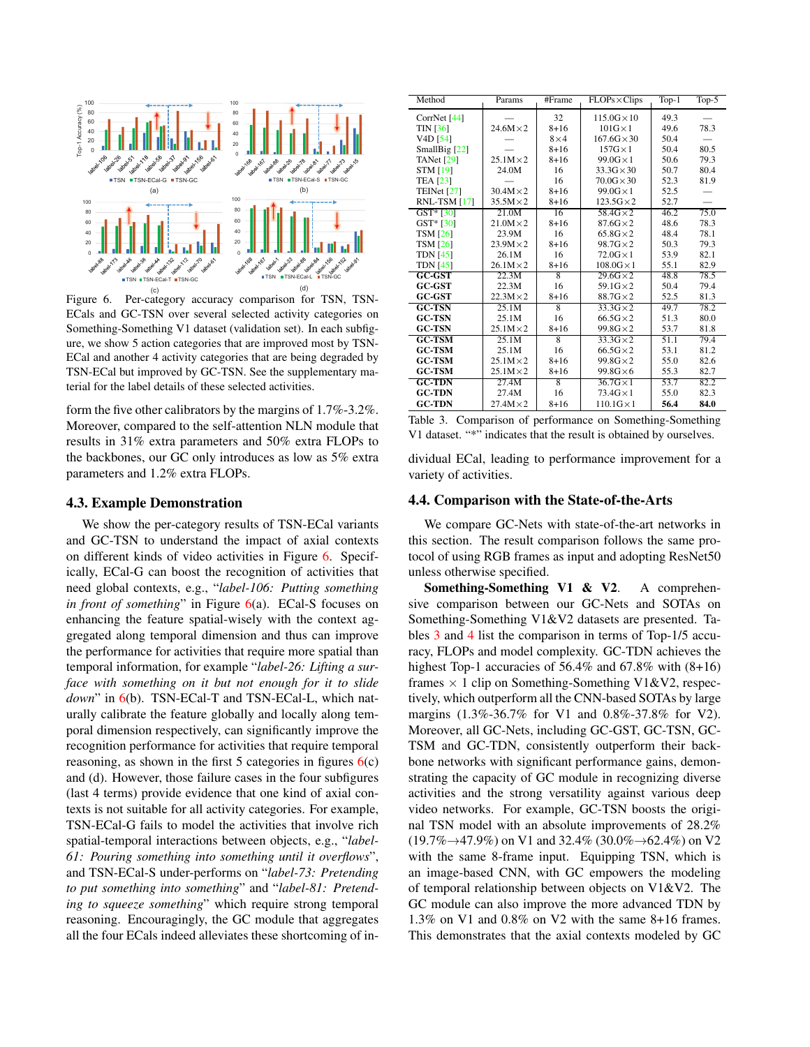Figure 6. Per-category accuracy comparison for TSN, TSN-ECals and GC-TSN over several selected activity categories on Something-Something V1 dataset (validation set). In each subfigure, we show 5 action categories that are improved most by TSN-ECal and another 4 activity categories that are being degraded by TSN-ECal but improved by GC-TSN. See the supplementary material for the label details of these selected activities.

form the five other calibrators by the margins of 1.7%-3.2%. Moreover, compared to the self-attention NLN module that results in 31% extra parameters and 50% extra FLOPs to the backbones, our GC only introduces as low as 5% extra parameters and 1.2% extra FLOPs.

### 4.3. Example Demonstration

We show the per-category results of TSN-ECal variants and GC-TSN to understand the impact of axial contexts on different kinds of video activities in Figure 6. Specifically, ECal-G can boost the recognition of activities that need global contexts, e.g., "*label-106: Putting something in front of something*" in Figure 6(a). ECal-S focuses on enhancing the feature spatial-wisely with the context aggregated along temporal dimension and thus can improve the performance for activities that require more spatial than the temporal information, for example "*label-26: Lifting a surface with something on it but not enough for it to slide down*" in 6(b). TSN-ECal-T and TSN-ECal-L, which naturally calibrate the feature globally and locally along temporal dimension respectively, can significantly improve the recognition performance for activities that require temporal reasoning, as shown in the first 5 categories in figures 6(c) and (d). However, those failure cases in the four subfigures (last 4 terms) provide evidence that one kind of axial contexts is not suitable for all activity categories. For example, TSN-ECal-G fails to model the activities that involve rich spatial-temporal interactions between objects, e.g., "*label-61: Pouring something into something until it overflows*", and TSN-ECal-S under-performs on "*label-73: Pretending to put something into something*" and "*label-81: Pretending to squeeze something*" which require strong temporal reasoning. Encouragingly, the GC module that aggregates all the four ECals indeed alleviates these shortcoming of individual ECal, leading to performance improvement for a variety of activities.

| Method | Params | #Frame | FLOPs×Clips | Top-1 | Top-5 |
|---|---|---|---|---|---|
| CorrNet [44] | — | 32 | 115.0G×10 | 49.3 | — |
| TIN [36] | 24.6M×2 | 8+16 | 101G×1 | 49.6 | 78.3 |
| V4D [54] | — | 8×4 | 167.6G×30 | 50.4 | — |
| SmallBig [22] | — | 8+16 | 157G×1 | 50.4 | 80.5 |
| TANet [29] | 25.1M×2 | 8+16 | 99.0G×1 | 50.6 | 79.3 |
| STM [19] | 24.0M | 16 | 33.3G×30 | 50.7 | 80.4 |
| TEA [23] | — | 16 | 70.0G×30 | 52.3 | 81.9 |
| TEINet [27] | 30.4M×2 | 8+16 | 99.0G×1 | 52.5 | — |
| RNL-TSM [17] | 35.5M×2 | 8+16 | 123.5G×2 | 52.7 | — |
| GST* [30] | 21.0M | 16 | 58.4G×2 | 46.2 | 75.0 |
| GST* [30] | 21.0M×2 | 8+16 | 87.6G×2 | 48.6 | 78.3 |
| TSM [26] | 23.9M | 16 | 65.8G×2 | 48.4 | 78.1 |
| TSM [26] | 23.9M×2 | 8+16 | 98.7G×2 | 50.3 | 79.3 |
| TDN [45] | 26.1M | 16 | 72.0G×1 | 53.9 | 82.1 |
| TDN [45] | 26.1M×2 | 8+16 | 108.0G×1 | 55.1 | 82.9 |
| **GC-GST** | 22.3M | 8 | 29.6G×2 | 48.8 | 78.5 |
| **GC-GST** | 22.3M | 16 | 59.1G×2 | 50.4 | 79.4 |
| **GC-GST** | 22.3M×2 | 8+16 | 88.7G×2 | 52.5 | 81.3 |
| **GC-TSN** | 25.1M | 8 | 33.3G×2 | 49.7 | 78.2 |
| **GC-TSN** | 25.1M | 16 | 66.5G×2 | 51.3 | 80.0 |
| **GC-TSN** | 25.1M×2 | 8+16 | 99.8G×2 | 53.7 | 81.8 |
| **GC-TSM** | 25.1M | 8 | 33.3G×2 | 51.1 | 79.4 |
| **GC-TSM** | 25.1M | 16 | 66.5G×2 | 53.1 | 81.2 |
| **GC-TSM** | 25.1M×2 | 8+16 | 99.8G×2 | 55.0 | 82.6 |
| **GC-TSM** | 25.1M×2 | 8+16 | 99.8G×6 | 55.3 | 82.7 |
| **GC-TDN** | 27.4M | 8 | 36.7G×1 | 53.7 | 82.2 |
| **GC-TDN** | 27.4M | 16 | 73.4G×1 | 55.0 | 82.3 |
| **GC-TDN** | 27.4M×2 | 8+16 | 110.1G×1 | **56.4** | **84.0** |

Table 3. Comparison of performance on Something-Something V1 dataset. "*" indicates that the result is obtained by ourselves.

### 4.4. Comparison with the State-of-the-Arts

We compare GC-Nets with state-of-the-art networks in this section. The result comparison follows the same protocol of using RGB frames as input and adopting ResNet50 unless otherwise specified.

**Something-Something V1 & V2.** A comprehensive comparison between our GC-Nets and SOTAs on Something-Something V1&V2 datasets are presented. Tables 3 and 4 list the comparison in terms of Top-1/5 accuracy, FLOPs and model complexity. GC-TDN achieves the highest Top-1 accuracies of 56.4% and 67.8% with (8+16) frames × 1 clip on Something-Something V1&V2, respectively, which outperform all the CNN-based SOTAs by large margins (1.3%-36.7% for V1 and 0.8%-37.8% for V2). Moreover, all GC-Nets, including GC-GST, GC-TSN, GC-TSM and GC-TDN, consistently outperform their backbone networks with significant performance gains, demonstrating the capacity of GC module in recognizing diverse activities and the strong versatility against various deep video networks. For example, GC-TSN boosts the original TSN model with an absolute improvements of 28.2% (19.7%→47.9%) on V1 and 32.4% (30.0%→62.4%) on V2 with the same 8-frame input. Equipping TSN, which is an image-based CNN, with GC empowers the modeling of temporal relationship between objects on V1&V2. The GC module can also improve the more advanced TDN by 1.3% on V1 and 0.8% on V2 with the same 8+16 frames. This demonstrates that the axial contexts modeled by GC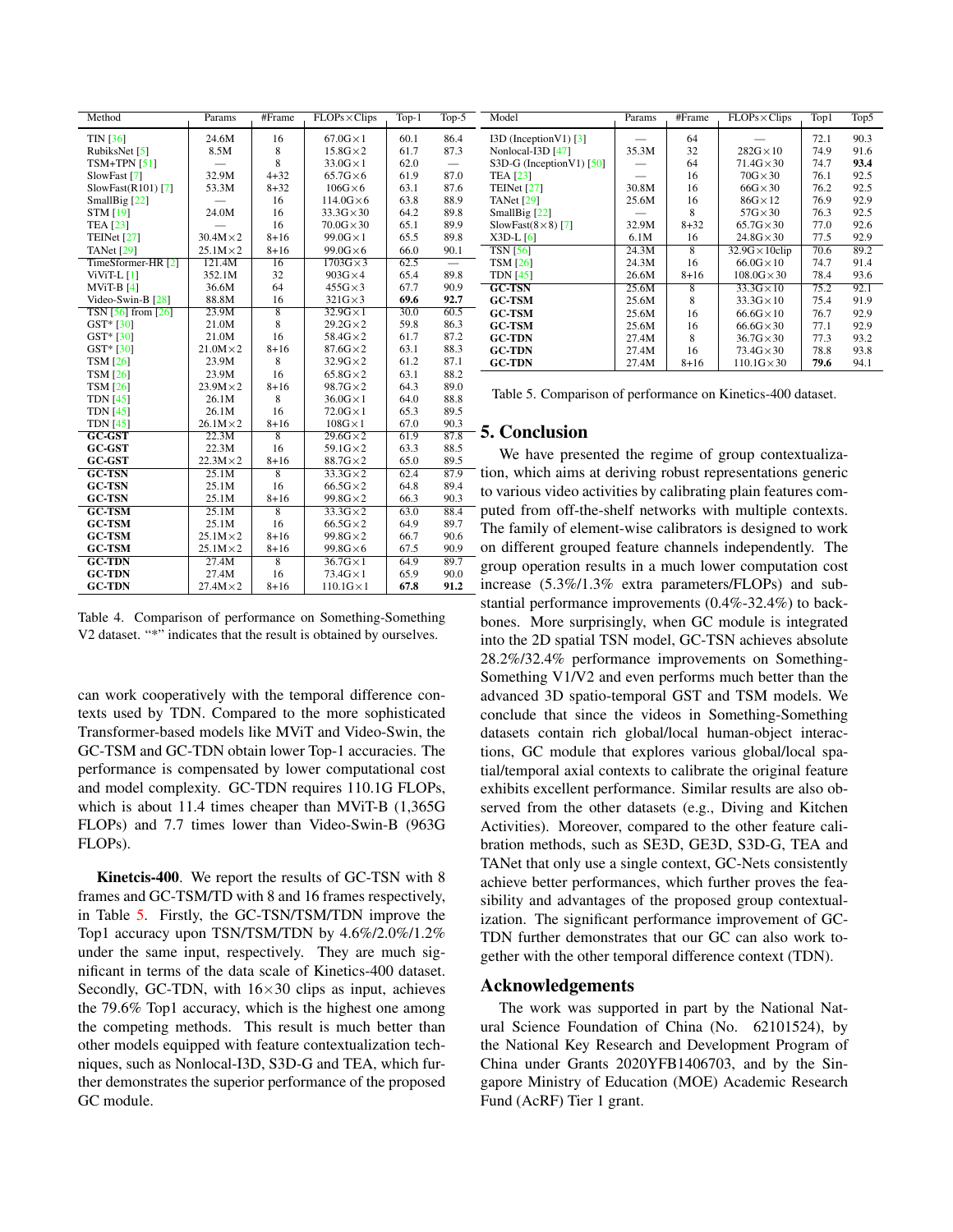| Method | Params | #Frame | FLOPs×Clips | Top-1 | Top-5 |
|---|---|---|---|---|---|
| TIN [36] | 24.6M | 16 | 67.0G×1 | 60.1 | 86.4 |
| RubiksNet [5] | 8.5M | 8 | 15.8G×2 | 61.7 | 87.3 |
| TSM+TPN [51] | — | 8 | 33.0G×1 | 62.0 | — |
| SlowFast [7] | 32.9M | 4+32 | 65.7G×6 | 61.9 | 87.0 |
| SlowFast(R101) [7] | 53.3M | 8+32 | 106G×6 | 63.1 | 87.6 |
| SmallBig [22] | — | 16 | 114.0G×6 | 63.8 | 88.9 |
| STM [19] | 24.0M | 16 | 33.3G×30 | 64.2 | 89.8 |
| TEA [23] | — | 16 | 70.0G×30 | 65.1 | 89.9 |
| TEINet [27] | 30.4M×2 | 8+16 | 99.0G×1 | 65.5 | 89.8 |
| TANet [29] | 25.1M×2 | 8+16 | 99.0G×6 | 66.0 | 90.1 |
| TimeSformer-HR [2] | 121.4M | 16 | 1703G×3 | 62.5 | — |
| ViViT-L [1] | 352.1M | 32 | 903G×4 | 65.4 | 89.8 |
| MViT-B [4] | 36.6M | 64 | 455G×3 | 67.7 | 90.9 |
| Video-Swin-B [28] | 88.8M | 16 | 321G×3 | **69.6** | **92.7** |
| TSN [56] from [26] | 23.9M | 8 | 32.9G×1 | 30.0 | 60.5 |
| GST* [30] | 21.0M | 8 | 29.2G×2 | 59.8 | 86.3 |
| GST* [30] | 21.0M | 16 | 58.4G×2 | 61.7 | 87.2 |
| GST* [30] | 21.0M×2 | 8+16 | 87.6G×2 | 63.1 | 88.3 |
| TSM [26] | 23.9M | 8 | 32.9G×2 | 61.2 | 87.1 |
| TSM [26] | 23.9M | 16 | 65.8G×2 | 63.1 | 88.2 |
| TSM [26] | 23.9M×2 | 8+16 | 98.7G×2 | 64.3 | 89.0 |
| TDN [45] | 26.1M | 8 | 36.0G×1 | 64.0 | 88.8 |
| TDN [45] | 26.1M | 16 | 72.0G×1 | 65.3 | 89.5 |
| TDN [45] | 26.1M×2 | 8+16 | 108G×1 | 67.0 | 90.3 |
| **GC-GST** | 22.3M | 8 | 29.6G×2 | 61.9 | 87.8 |
| **GC-GST** | 22.3M | 16 | 59.1G×2 | 63.3 | 88.5 |
| **GC-GST** | 22.3M×2 | 8+16 | 88.7G×2 | 65.0 | 89.5 |
| **GC-TSN** | 25.1M | 8 | 33.3G×2 | 62.4 | 87.9 |
| **GC-TSN** | 25.1M | 16 | 66.5G×2 | 64.8 | 89.4 |
| **GC-TSN** | 25.1M | 8+16 | 99.8G×2 | 66.3 | 90.3 |
| **GC-TSM** | 25.1M | 8 | 33.3G×2 | 63.0 | 88.4 |
| **GC-TSM** | 25.1M | 16 | 66.5G×2 | 64.9 | 89.7 |
| **GC-TSM** | 25.1M×2 | 8+16 | 99.8G×2 | 66.7 | 90.6 |
| **GC-TSM** | 25.1M×2 | 8+16 | 99.8G×6 | 67.5 | 90.9 |
| **GC-TDN** | 27.4M | 8 | 36.7G×1 | 64.9 | 89.7 |
| **GC-TDN** | 27.4M | 16 | 73.4G×1 | 65.9 | 90.0 |
| **GC-TDN** | 27.4M×2 | 8+16 | 110.1G×1 | **67.8** | **91.2** |

Table 4. Comparison of performance on Something-Something V2 dataset. "*" indicates that the result is obtained by ourselves.

can work cooperatively with the temporal difference contexts used by TDN. Compared to the more sophisticated Transformer-based models like MViT and Video-Swin, the GC-TSM and GC-TDN obtain lower Top-1 accuracies. The performance is compensated by lower computational cost and model complexity. GC-TDN requires 110.1G FLOPs, which is about 11.4 times cheaper than MViT-B (1,365G FLOPs) and 7.7 times lower than Video-Swin-B (963G FLOPs).

**Kinetcis-400**. We report the results of GC-TSN with 8 frames and GC-TSM/TD with 8 and 16 frames respectively, in Table 5. Firstly, the GC-TSN/TSM/TDN improve the Top1 accuracy upon TSN/TSM/TDN by 4.6%/2.0%/1.2% under the same input, respectively. They are much significant in terms of the data scale of Kinetics-400 dataset. Secondly, GC-TDN, with 16×30 clips as input, achieves the 79.6% Top1 accuracy, which is the highest one among the competing methods. This result is much better than other models equipped with feature contextualization techniques, such as Nonlocal-I3D, S3D-G and TEA, which further demonstrates the superior performance of the proposed GC module.

| Model | Params | #Frame | FLOPs×Clips | Top1 | Top5 |
|---|---|---|---|---|---|
| I3D (InceptionV1) [3] | — | 64 | — | 72.1 | 90.3 |
| Nonlocal-I3D [47] | 35.3M | 32 | 282G×10 | 74.9 | 91.6 |
| S3D-G (InceptionV1) [50] | — | 64 | 71.4G×30 | 74.7 | **93.4** |
| TEA [23] | — | 16 | 70G×30 | 76.1 | 92.5 |
| TEINet [27] | 30.8M | 16 | 66G×30 | 76.2 | 92.5 |
| TANet [29] | 25.6M | 16 | 86G×12 | 76.9 | 92.9 |
| SmallBig [22] | — | 8 | 57G×30 | 76.3 | 92.5 |
| SlowFast(8×8) [7] | 32.9M | 8+32 | 65.7G×30 | 77.0 | 92.6 |
| X3D-L [6] | 6.1M | 16 | 24.8G×30 | 77.5 | 92.9 |
| TSN [56] | 24.3M | 8 | 32.9G×10clip | 70.6 | 89.2 |
| TSM [26] | 24.3M | 16 | 66.0G×10 | 74.7 | 91.4 |
| TDN [45] | 26.6M | 8+16 | 108.0G×30 | 78.4 | 93.6 |
| **GC-TSN** | 25.6M | 8 | 33.3G×10 | 75.2 | 92.1 |
| **GC-TSM** | 25.6M | 8 | 33.3G×10 | 75.4 | 91.9 |
| **GC-TSM** | 25.6M | 16 | 66.6G×10 | 76.7 | 92.9 |
| **GC-TSM** | 25.6M | 16 | 66.6G×30 | 77.1 | 92.9 |
| **GC-TDN** | 27.4M | 8 | 36.7G×30 | 77.3 | 93.2 |
| **GC-TDN** | 27.4M | 16 | 73.4G×30 | 78.8 | 93.8 |
| **GC-TDN** | 27.4M | 8+16 | 110.1G×30 | **79.6** | 94.1 |

Table 5. Comparison of performance on Kinetics-400 dataset.

## 5. Conclusion

We have presented the regime of group contextualization, which aims at deriving robust representations generic to various video activities by calibrating plain features computed from off-the-shelf networks with multiple contexts. The family of element-wise calibrators is designed to work on different grouped feature channels independently. The group operation results in a much lower computation cost increase (5.3%/1.3% extra parameters/FLOPs) and substantial performance improvements (0.4%-32.4%) to backbones. More surprisingly, when GC module is integrated into the 2D spatial TSN model, GC-TSN achieves absolute 28.2%/32.4% performance improvements on Something-Something V1/V2 and even performs much better than the advanced 3D spatio-temporal GST and TSM models. We conclude that since the videos in Something-Something datasets contain rich global/local human-object interactions, GC module that explores various global/local spatial/temporal axial contexts to calibrate the original feature exhibits excellent performance. Similar results are also observed from the other datasets (e.g., Diving and Kitchen Activities). Moreover, compared to the other feature calibration methods, such as SE3D, GE3D, S3D-G, TEA and TANet that only use a single context, GC-Nets consistently achieve better performances, which further proves the feasibility and advantages of the proposed group contextualization. The significant performance improvement of GC-TDN further demonstrates that our GC can also work together with the other temporal difference context (TDN).

## Acknowledgements

The work was supported in part by the National Natural Science Foundation of China (No. 62101524), by the National Key Research and Development Program of China under Grants 2020YFB1406703, and by the Singapore Ministry of Education (MOE) Academic Research Fund (AcRF) Tier 1 grant.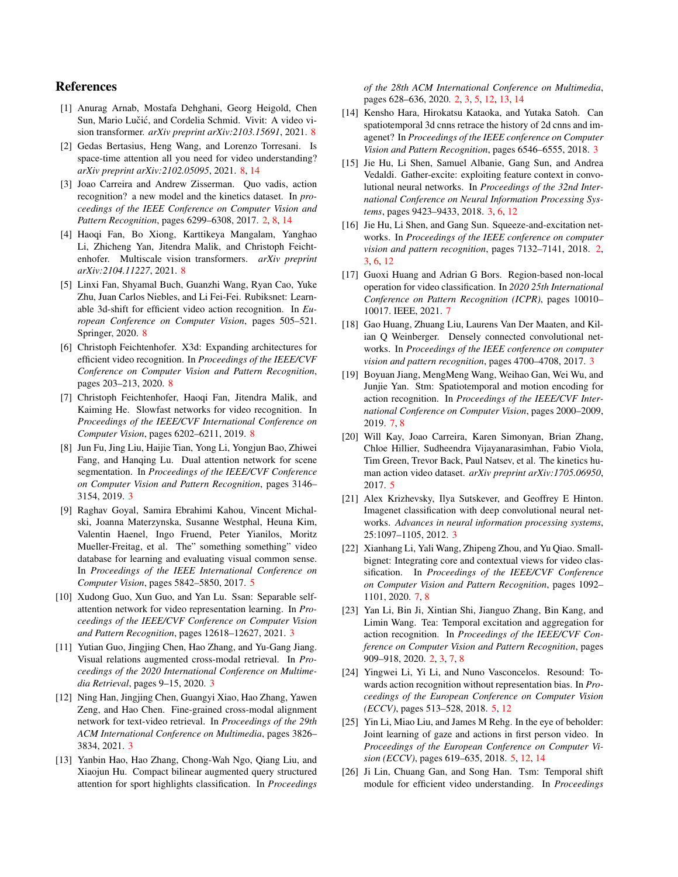## References

[1] Anurag Arnab, Mostafa Dehghani, Georg Heigold, Chen Sun, Mario Lučić, and Cordelia Schmid. Vivit: A video vision transformer. *arXiv preprint arXiv:2103.15691*, 2021. 8

[2] Gedas Bertasius, Heng Wang, and Lorenzo Torresani. Is space-time attention all you need for video understanding? *arXiv preprint arXiv:2102.05095*, 2021. 8, 14

[3] Joao Carreira and Andrew Zisserman. Quo vadis, action recognition? a new model and the kinetics dataset. In *proceedings of the IEEE Conference on Computer Vision and Pattern Recognition*, pages 6299–6308, 2017. 2, 8, 14

[4] Haoqi Fan, Bo Xiong, Karttikeya Mangalam, Yanghao Li, Zhicheng Yan, Jitendra Malik, and Christoph Feichtenhofer. Multiscale vision transformers. *arXiv preprint arXiv:2104.11227*, 2021. 8

[5] Linxi Fan, Shyamal Buch, Guanzhi Wang, Ryan Cao, Yuke Zhu, Juan Carlos Niebles, and Li Fei-Fei. Rubiksnet: Learnable 3d-shift for efficient video action recognition. In *European Conference on Computer Vision*, pages 505–521. Springer, 2020. 8

[6] Christoph Feichtenhofer. X3d: Expanding architectures for efficient video recognition. In *Proceedings of the IEEE/CVF Conference on Computer Vision and Pattern Recognition*, pages 203–213, 2020. 8

[7] Christoph Feichtenhofer, Haoqi Fan, Jitendra Malik, and Kaiming He. Slowfast networks for video recognition. In *Proceedings of the IEEE/CVF International Conference on Computer Vision*, pages 6202–6211, 2019. 8

[8] Jun Fu, Jing Liu, Haijie Tian, Yong Li, Yongjun Bao, Zhiwei Fang, and Hanqing Lu. Dual attention network for scene segmentation. In *Proceedings of the IEEE/CVF Conference on Computer Vision and Pattern Recognition*, pages 3146–3154, 2019. 3

[9] Raghav Goyal, Samira Ebrahimi Kahou, Vincent Michalski, Joanna Materzynska, Susanne Westphal, Heuna Kim, Valentin Haenel, Ingo Fruend, Peter Yianilos, Moritz Mueller-Freitag, et al. The" something something" video database for learning and evaluating visual common sense. In *Proceedings of the IEEE International Conference on Computer Vision*, pages 5842–5850, 2017. 5

[10] Xudong Guo, Xun Guo, and Yan Lu. Ssan: Separable self-attention network for video representation learning. In *Proceedings of the IEEE/CVF Conference on Computer Vision and Pattern Recognition*, pages 12618–12627, 2021. 3

[11] Yutian Guo, Jingjing Chen, Hao Zhang, and Yu-Gang Jiang. Visual relations augmented cross-modal retrieval. In *Proceedings of the 2020 International Conference on Multimedia Retrieval*, pages 9–15, 2020. 3

[12] Ning Han, Jingjing Chen, Guangyi Xiao, Hao Zhang, Yawen Zeng, and Hao Chen. Fine-grained cross-modal alignment network for text-video retrieval. In *Proceedings of the 29th ACM International Conference on Multimedia*, pages 3826–3834, 2021. 3

[13] Yanbin Hao, Hao Zhang, Chong-Wah Ngo, Qiang Liu, and Xiaojun Hu. Compact bilinear augmented query structured attention for sport highlights classification. In *Proceedings of the 28th ACM International Conference on Multimedia*, pages 628–636, 2020. 2, 3, 5, 12, 13, 14

[14] Kensho Hara, Hirokatsu Kataoka, and Yutaka Satoh. Can spatiotemporal 3d cnns retrace the history of 2d cnns and imagenet? In *Proceedings of the IEEE conference on Computer Vision and Pattern Recognition*, pages 6546–6555, 2018. 3

[15] Jie Hu, Li Shen, Samuel Albanie, Gang Sun, and Andrea Vedaldi. Gather-excite: exploiting feature context in convolutional neural networks. In *Proceedings of the 32nd International Conference on Neural Information Processing Systems*, pages 9423–9433, 2018. 3, 6, 12

[16] Jie Hu, Li Shen, and Gang Sun. Squeeze-and-excitation networks. In *Proceedings of the IEEE conference on computer vision and pattern recognition*, pages 7132–7141, 2018. 2, 3, 6, 12

[17] Guoxi Huang and Adrian G Bors. Region-based non-local operation for video classification. In *2020 25th International Conference on Pattern Recognition (ICPR)*, pages 10010–10017. IEEE, 2021. 7

[18] Gao Huang, Zhuang Liu, Laurens Van Der Maaten, and Kilian Q Weinberger. Densely connected convolutional networks. In *Proceedings of the IEEE conference on computer vision and pattern recognition*, pages 4700–4708, 2017. 3

[19] Boyuan Jiang, MengMeng Wang, Weihao Gan, Wei Wu, and Junjie Yan. Stm: Spatiotemporal and motion encoding for action recognition. In *Proceedings of the IEEE/CVF International Conference on Computer Vision*, pages 2000–2009, 2019. 7, 8

[20] Will Kay, Joao Carreira, Karen Simonyan, Brian Zhang, Chloe Hillier, Sudheendra Vijayanarasimhan, Fabio Viola, Tim Green, Trevor Back, Paul Natsev, et al. The kinetics human action video dataset. *arXiv preprint arXiv:1705.06950*, 2017. 5

[21] Alex Krizhevsky, Ilya Sutskever, and Geoffrey E Hinton. Imagenet classification with deep convolutional neural networks. *Advances in neural information processing systems*, 25:1097–1105, 2012. 3

[22] Xianhang Li, Yali Wang, Zhipeng Zhou, and Yu Qiao. Smallbignet: Integrating core and contextual views for video classification. In *Proceedings of the IEEE/CVF Conference on Computer Vision and Pattern Recognition*, pages 1092–1101, 2020. 7, 8

[23] Yan Li, Bin Ji, Xintian Shi, Jianguo Zhang, Bin Kang, and Limin Wang. Tea: Temporal excitation and aggregation for action recognition. In *Proceedings of the IEEE/CVF Conference on Computer Vision and Pattern Recognition*, pages 909–918, 2020. 2, 3, 7, 8

[24] Yingwei Li, Yi Li, and Nuno Vasconcelos. Resound: Towards action recognition without representation bias. In *Proceedings of the European Conference on Computer Vision (ECCV)*, pages 513–528, 2018. 5, 12

[25] Yin Li, Miao Liu, and James M Rehg. In the eye of beholder: Joint learning of gaze and actions in first person video. In *Proceedings of the European Conference on Computer Vision (ECCV)*, pages 619–635, 2018. 5, 12, 14

[26] Ji Lin, Chuang Gan, and Song Han. Tsm: Temporal shift module for efficient video understanding. In *Proceedings*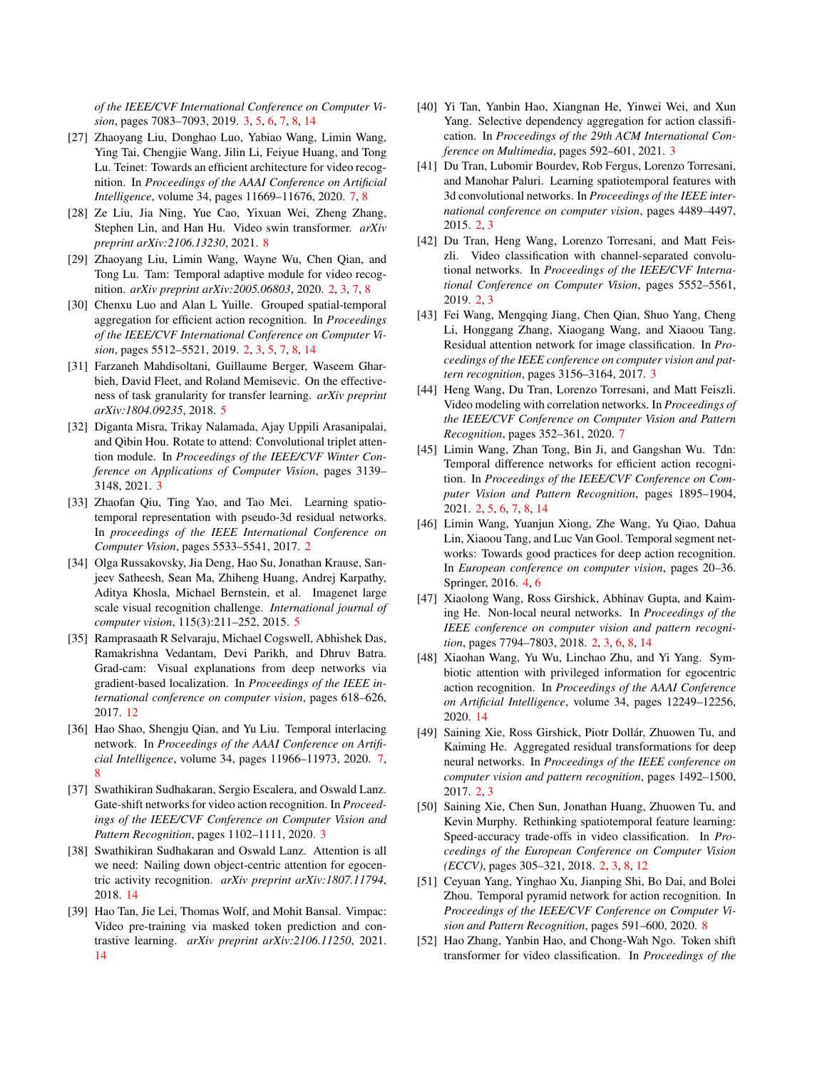of the IEEE/CVF International Conference on Computer Vision, pages 7083–7093, 2019. 3, 5, 6, 7, 8, 14

[27] Zhaoyang Liu, Donghao Luo, Yabiao Wang, Limin Wang, Ying Tai, Chengjie Wang, Jilin Li, Feiyue Huang, and Tong Lu. Teinet: Towards an efficient architecture for video recognition. In *Proceedings of the AAAI Conference on Artificial Intelligence*, volume 34, pages 11669–11676, 2020. 7, 8

[28] Ze Liu, Jia Ning, Yue Cao, Yixuan Wei, Zheng Zhang, Stephen Lin, and Han Hu. Video swin transformer. *arXiv preprint arXiv:2106.13230*, 2021. 8

[29] Zhaoyang Liu, Limin Wang, Wayne Wu, Chen Qian, and Tong Lu. Tam: Temporal adaptive module for video recognition. *arXiv preprint arXiv:2005.06803*, 2020. 2, 3, 7, 8

[30] Chenxu Luo and Alan L Yuille. Grouped spatial-temporal aggregation for efficient action recognition. In *Proceedings of the IEEE/CVF International Conference on Computer Vision*, pages 5512–5521, 2019. 2, 3, 5, 7, 8, 14

[31] Farzaneh Mahdisoltani, Guillaume Berger, Waseem Gharbieh, David Fleet, and Roland Memisevic. On the effectiveness of task granularity for transfer learning. *arXiv preprint arXiv:1804.09235*, 2018. 5

[32] Diganta Misra, Trikay Nalamada, Ajay Uppili Arasanipalai, and Qibin Hou. Rotate to attend: Convolutional triplet attention module. In *Proceedings of the IEEE/CVF Winter Conference on Applications of Computer Vision*, pages 3139–3148, 2021. 3

[33] Zhaofan Qiu, Ting Yao, and Tao Mei. Learning spatio-temporal representation with pseudo-3d residual networks. In *proceedings of the IEEE International Conference on Computer Vision*, pages 5533–5541, 2017. 2

[34] Olga Russakovsky, Jia Deng, Hao Su, Jonathan Krause, Sanjeev Satheesh, Sean Ma, Zhiheng Huang, Andrej Karpathy, Aditya Khosla, Michael Bernstein, et al. Imagenet large scale visual recognition challenge. *International journal of computer vision*, 115(3):211–252, 2015. 5

[35] Ramprasaath R Selvaraju, Michael Cogswell, Abhishek Das, Ramakrishna Vedantam, Devi Parikh, and Dhruv Batra. Grad-cam: Visual explanations from deep networks via gradient-based localization. In *Proceedings of the IEEE international conference on computer vision*, pages 618–626, 2017. 12

[36] Hao Shao, Shengju Qian, and Yu Liu. Temporal interlacing network. In *Proceedings of the AAAI Conference on Artificial Intelligence*, volume 34, pages 11966–11973, 2020. 7, 8

[37] Swathikiran Sudhakaran, Sergio Escalera, and Oswald Lanz. Gate-shift networks for video action recognition. In *Proceedings of the IEEE/CVF Conference on Computer Vision and Pattern Recognition*, pages 1102–1111, 2020. 3

[38] Swathikiran Sudhakaran and Oswald Lanz. Attention is all we need: Nailing down object-centric attention for egocentric activity recognition. *arXiv preprint arXiv:1807.11794*, 2018. 14

[39] Hao Tan, Jie Lei, Thomas Wolf, and Mohit Bansal. Vimpac: Video pre-training via masked token prediction and contrastive learning. *arXiv preprint arXiv:2106.11250*, 2021. 14

[40] Yi Tan, Yanbin Hao, Xiangnan He, Yinwei Wei, and Xun Yang. Selective dependency aggregation for action classification. In *Proceedings of the 29th ACM International Conference on Multimedia*, pages 592–601, 2021. 3

[41] Du Tran, Lubomir Bourdev, Rob Fergus, Lorenzo Torresani, and Manohar Paluri. Learning spatiotemporal features with 3d convolutional networks. In *Proceedings of the IEEE international conference on computer vision*, pages 4489–4497, 2015. 2, 3

[42] Du Tran, Heng Wang, Lorenzo Torresani, and Matt Feiszli. Video classification with channel-separated convolutional networks. In *Proceedings of the IEEE/CVF International Conference on Computer Vision*, pages 5552–5561, 2019. 2, 3

[43] Fei Wang, Mengqing Jiang, Chen Qian, Shuo Yang, Cheng Li, Honggang Zhang, Xiaogang Wang, and Xiaoou Tang. Residual attention network for image classification. In *Proceedings of the IEEE conference on computer vision and pattern recognition*, pages 3156–3164, 2017. 3

[44] Heng Wang, Du Tran, Lorenzo Torresani, and Matt Feiszli. Video modeling with correlation networks. In *Proceedings of the IEEE/CVF Conference on Computer Vision and Pattern Recognition*, pages 352–361, 2020. 7

[45] Limin Wang, Zhan Tong, Bin Ji, and Gangshan Wu. Tdn: Temporal difference networks for efficient action recognition. In *Proceedings of the IEEE/CVF Conference on Computer Vision and Pattern Recognition*, pages 1895–1904, 2021. 2, 5, 6, 7, 8, 14

[46] Limin Wang, Yuanjun Xiong, Zhe Wang, Yu Qiao, Dahua Lin, Xiaoou Tang, and Luc Van Gool. Temporal segment networks: Towards good practices for deep action recognition. In *European conference on computer vision*, pages 20–36. Springer, 2016. 4, 6

[47] Xiaolong Wang, Ross Girshick, Abhinav Gupta, and Kaiming He. Non-local neural networks. In *Proceedings of the IEEE conference on computer vision and pattern recognition*, pages 7794–7803, 2018. 2, 3, 6, 8, 14

[48] Xiaohan Wang, Yu Wu, Linchao Zhu, and Yi Yang. Symbiotic attention with privileged information for egocentric action recognition. In *Proceedings of the AAAI Conference on Artificial Intelligence*, volume 34, pages 12249–12256, 2020. 14

[49] Saining Xie, Ross Girshick, Piotr Dollár, Zhuowen Tu, and Kaiming He. Aggregated residual transformations for deep neural networks. In *Proceedings of the IEEE conference on computer vision and pattern recognition*, pages 1492–1500, 2017. 2, 3

[50] Saining Xie, Chen Sun, Jonathan Huang, Zhuowen Tu, and Kevin Murphy. Rethinking spatiotemporal feature learning: Speed-accuracy trade-offs in video classification. In *Proceedings of the European Conference on Computer Vision (ECCV)*, pages 305–321, 2018. 2, 3, 8, 12

[51] Ceyuan Yang, Yinghao Xu, Jianping Shi, Bo Dai, and Bolei Zhou. Temporal pyramid network for action recognition. In *Proceedings of the IEEE/CVF Conference on Computer Vision and Pattern Recognition*, pages 591–600, 2020. 8

[52] Hao Zhang, Yanbin Hao, and Chong-Wah Ngo. Token shift transformer for video classification. In *Proceedings of the*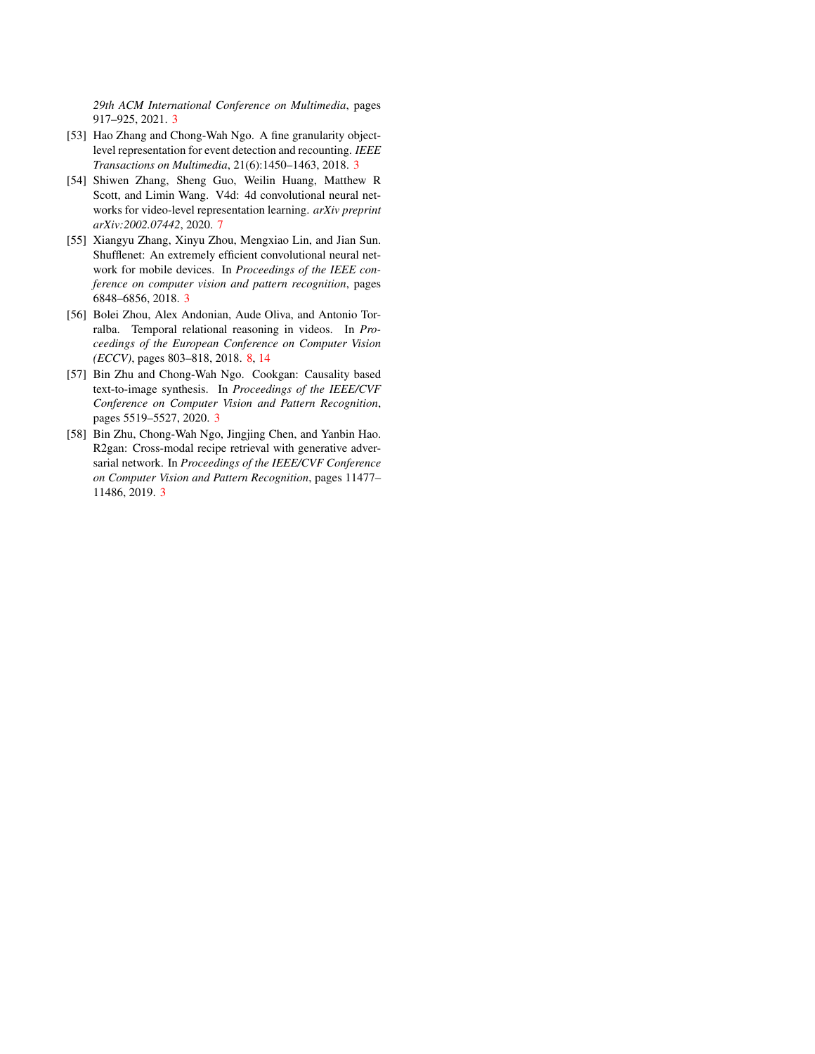*29th ACM International Conference on Multimedia*, pages 917–925, 2021. 3

[53] Hao Zhang and Chong-Wah Ngo. A fine granularity object-level representation for event detection and recounting. *IEEE Transactions on Multimedia*, 21(6):1450–1463, 2018. 3

[54] Shiwen Zhang, Sheng Guo, Weilin Huang, Matthew R Scott, and Limin Wang. V4d: 4d convolutional neural networks for video-level representation learning. *arXiv preprint arXiv:2002.07442*, 2020. 7

[55] Xiangyu Zhang, Xinyu Zhou, Mengxiao Lin, and Jian Sun. Shufflenet: An extremely efficient convolutional neural network for mobile devices. In *Proceedings of the IEEE conference on computer vision and pattern recognition*, pages 6848–6856, 2018. 3

[56] Bolei Zhou, Alex Andonian, Aude Oliva, and Antonio Torralba. Temporal relational reasoning in videos. In *Proceedings of the European Conference on Computer Vision (ECCV)*, pages 803–818, 2018. 8, 14

[57] Bin Zhu and Chong-Wah Ngo. Cookgan: Causality based text-to-image synthesis. In *Proceedings of the IEEE/CVF Conference on Computer Vision and Pattern Recognition*, pages 5519–5527, 2020. 3

[58] Bin Zhu, Chong-Wah Ngo, Jingjing Chen, and Yanbin Hao. R2gan: Cross-modal recipe retrieval with generative adversarial network. In *Proceedings of the IEEE/CVF Conference on Computer Vision and Pattern Recognition*, pages 11477–11486, 2019. 3